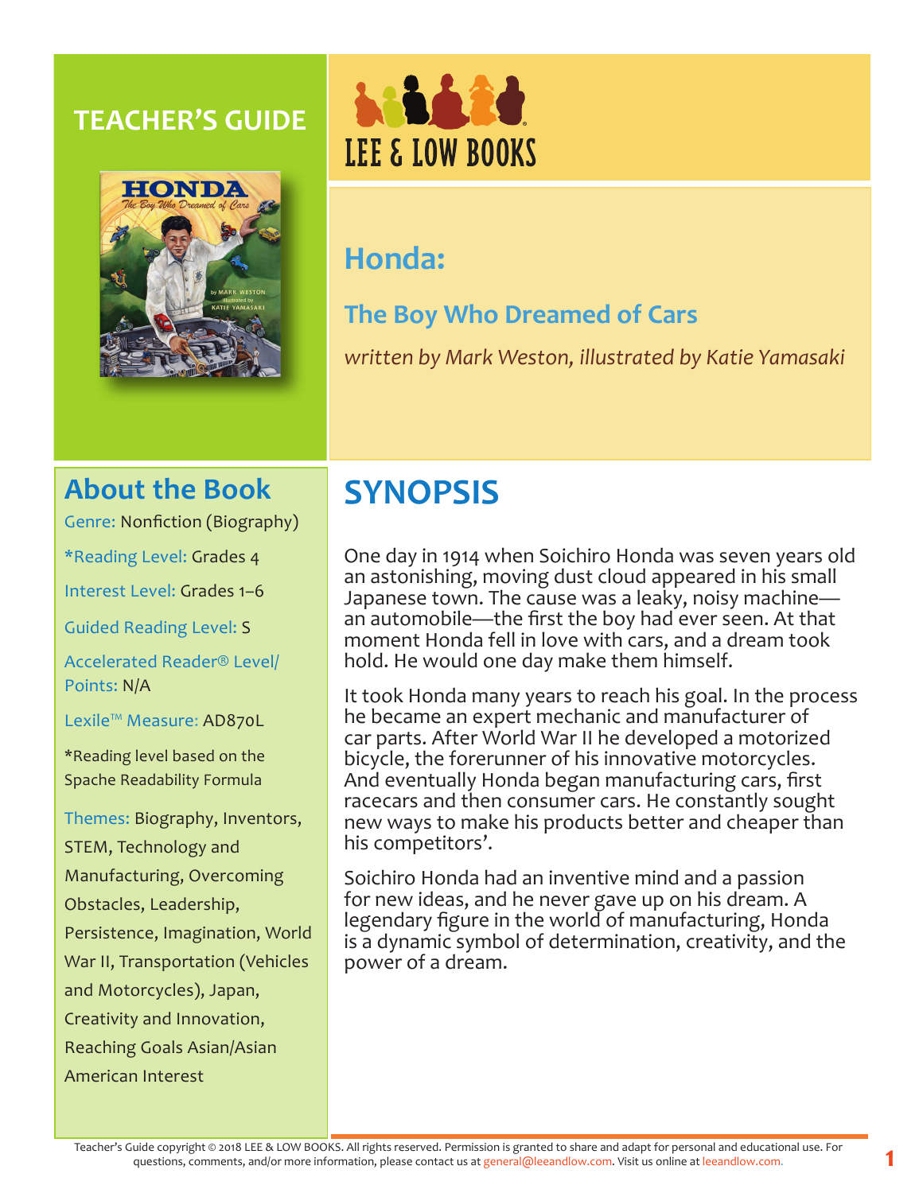# TEACHER'S GUIDE

LEE & LOW BOOKS

## Honda:

### The Boy Who Dreamed of Cars

*written by Mark Weston, illustrated by Katie Yamasaki*

## About the Book

Genre: Nonfiction (Biography)

*Reading Level: Grades 4

Interest Level: Grades 1–6

Guided Reading Level: S

Accelerated Reader® Level/ Points: N/A

Lexile™ Measure: AD870L

*Reading level based on the Spache Readability Formula

Themes: Biography, Inventors, STEM, Technology and Manufacturing, Overcoming Obstacles, Leadership, Persistence, Imagination, World War II, Transportation (Vehicles and Motorcycles), Japan, Creativity and Innovation, Reaching Goals Asian/Asian American Interest

## SYNOPSIS

One day in 1914 when Soichiro Honda was seven years old an astonishing, moving dust cloud appeared in his small Japanese town. The cause was a leaky, noisy machine—an automobile—the first the boy had ever seen. At that moment Honda fell in love with cars, and a dream took hold. He would one day make them himself.

It took Honda many years to reach his goal. In the process he became an expert mechanic and manufacturer of car parts. After World War II he developed a motorized bicycle, the forerunner of his innovative motorcycles. And eventually Honda began manufacturing cars, first racecars and then consumer cars. He constantly sought new ways to make his products better and cheaper than his competitors'.

Soichiro Honda had an inventive mind and a passion for new ideas, and he never gave up on his dream. A legendary figure in the world of manufacturing, Honda is a dynamic symbol of determination, creativity, and the power of a dream.

Teacher's Guide copyright © 2018 LEE & LOW BOOKS. All rights reserved. Permission is granted to share and adapt for personal and educational use. For questions, comments, and/or more information, please contact us at general@leeandlow.com. Visit us online at leeandlow.com.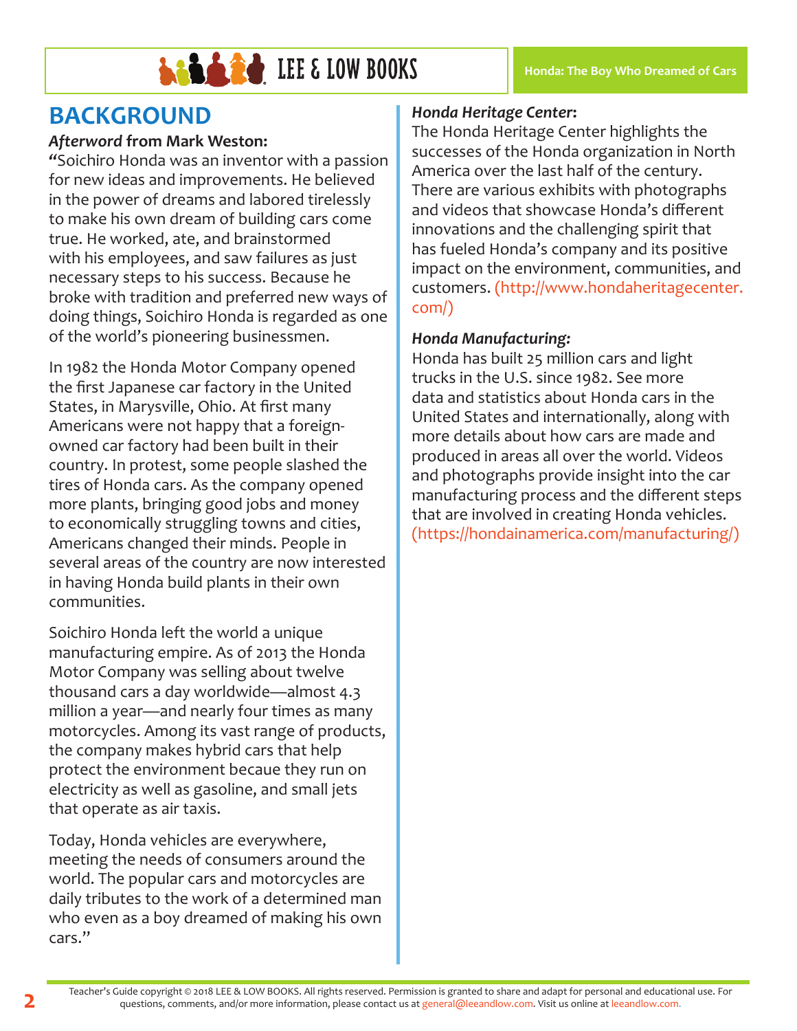# BACKGROUND

***Afterword* from Mark Weston:**

"Soichiro Honda was an inventor with a passion for new ideas and improvements. He believed in the power of dreams and labored tirelessly to make his own dream of building cars come true. He worked, ate, and brainstormed with his employees, and saw failures as just necessary steps to his success. Because he broke with tradition and preferred new ways of doing things, Soichiro Honda is regarded as one of the world's pioneering businessmen.

In 1982 the Honda Motor Company opened the first Japanese car factory in the United States, in Marysville, Ohio. At first many Americans were not happy that a foreign-owned car factory had been built in their country. In protest, some people slashed the tires of Honda cars. As the company opened more plants, bringing good jobs and money to economically struggling towns and cities, Americans changed their minds. People in several areas of the country are now interested in having Honda build plants in their own communities.

Soichiro Honda left the world a unique manufacturing empire. As of 2013 the Honda Motor Company was selling about twelve thousand cars a day worldwide—almost 4.3 million a year—and nearly four times as many motorcycles. Among its vast range of products, the company makes hybrid cars that help protect the environment becaue they run on electricity as well as gasoline, and small jets that operate as air taxis.

Today, Honda vehicles are everywhere, meeting the needs of consumers around the world. The popular cars and motorcycles are daily tributes to the work of a determined man who even as a boy dreamed of making his own cars."

***Honda Heritage Center*:**

The Honda Heritage Center highlights the successes of the Honda organization in North America over the last half of the century. There are various exhibits with photographs and videos that showcase Honda's different innovations and the challenging spirit that has fueled Honda's company and its positive impact on the environment, communities, and customers. (http://www.hondaheritagecenter.com/)

***Honda Manufacturing:***

Honda has built 25 million cars and light trucks in the U.S. since 1982. See more data and statistics about Honda cars in the United States and internationally, along with more details about how cars are made and produced in areas all over the world. Videos and photographs provide insight into the car manufacturing process and the different steps that are involved in creating Honda vehicles. (https://hondainamerica.com/manufacturing/)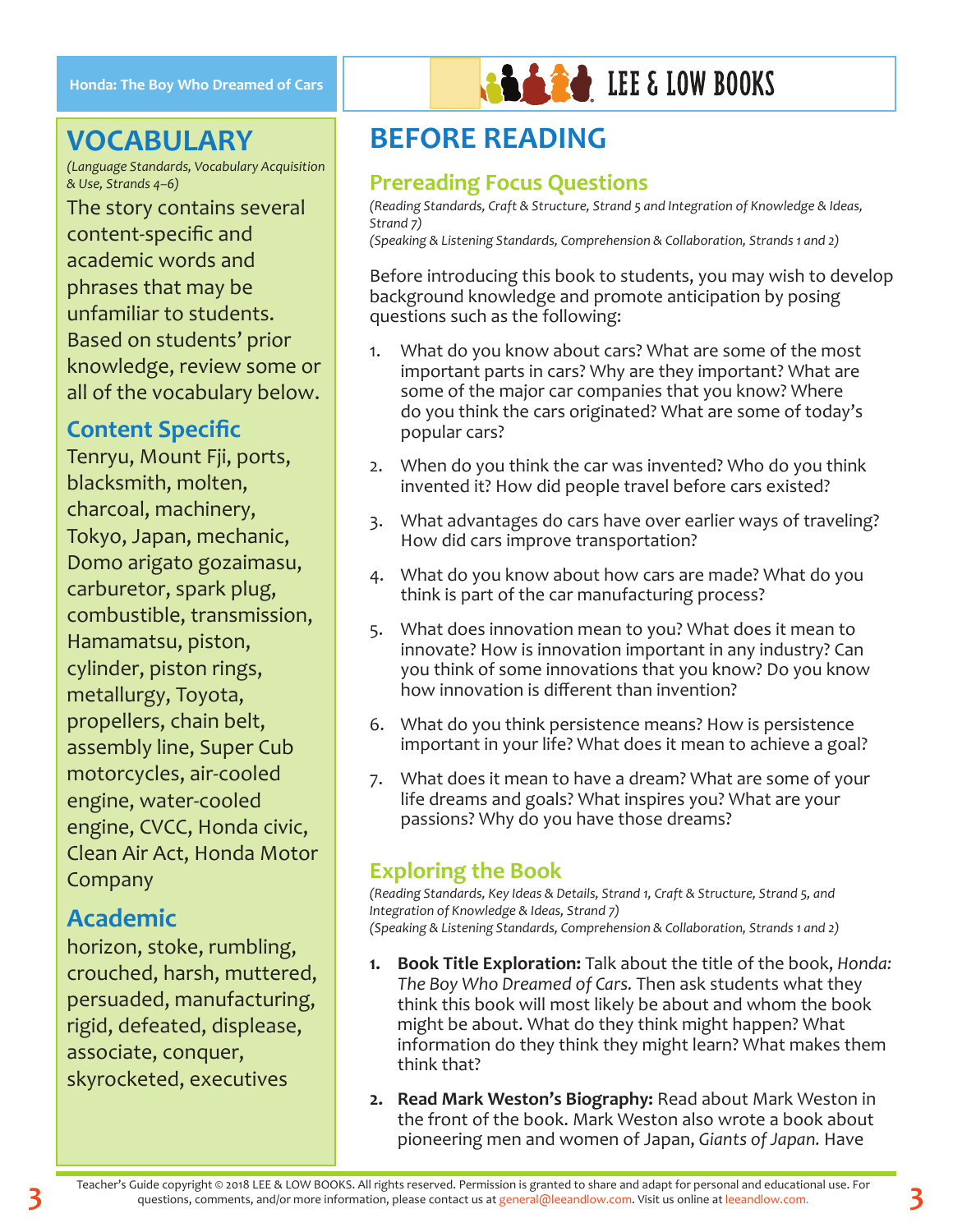## VOCABULARY

*(Language Standards, Vocabulary Acquisition & Use, Strands 4–6)*

The story contains several content-specific and academic words and phrases that may be unfamiliar to students. Based on students' prior knowledge, review some or all of the vocabulary below.

### Content Specific

Tenryu, Mount Fji, ports, blacksmith, molten, charcoal, machinery, Tokyo, Japan, mechanic, Domo arigato gozaimasu, carburetor, spark plug, combustible, transmission, Hamamatsu, piston, cylinder, piston rings, metallurgy, Toyota, propellers, chain belt, assembly line, Super Cub motorcycles, air-cooled engine, water-cooled engine, CVCC, Honda civic, Clean Air Act, Honda Motor Company

### Academic

horizon, stoke, rumbling, crouched, harsh, muttered, persuaded, manufacturing, rigid, defeated, displease, associate, conquer, skyrocketed, executives

## BEFORE READING

### Prereading Focus Questions

*(Reading Standards, Craft & Structure, Strand 5 and Integration of Knowledge & Ideas, Strand 7)*
*(Speaking & Listening Standards, Comprehension & Collaboration, Strands 1 and 2)*

Before introducing this book to students, you may wish to develop background knowledge and promote anticipation by posing questions such as the following:

1. What do you know about cars? What are some of the most important parts in cars? Why are they important? What are some of the major car companies that you know? Where do you think the cars originated? What are some of today's popular cars?
2. When do you think the car was invented? Who do you think invented it? How did people travel before cars existed?
3. What advantages do cars have over earlier ways of traveling? How did cars improve transportation?
4. What do you know about how cars are made? What do you think is part of the car manufacturing process?
5. What does innovation mean to you? What does it mean to innovate? How is innovation important in any industry? Can you think of some innovations that you know? Do you know how innovation is different than invention?
6. What do you think persistence means? How is persistence important in your life? What does it mean to achieve a goal?
7. What does it mean to have a dream? What are some of your life dreams and goals? What inspires you? What are your passions? Why do you have those dreams?

### Exploring the Book

*(Reading Standards, Key Ideas & Details, Strand 1, Craft & Structure, Strand 5, and Integration of Knowledge & Ideas, Strand 7)*
*(Speaking & Listening Standards, Comprehension & Collaboration, Strands 1 and 2)*

1. **Book Title Exploration:** Talk about the title of the book, *Honda: The Boy Who Dreamed of Cars.* Then ask students what they think this book will most likely be about and whom the book might be about. What do they think might happen? What information do they think they might learn? What makes them think that?
2. **Read Mark Weston's Biography:** Read about Mark Weston in the front of the book. Mark Weston also wrote a book about pioneering men and women of Japan, *Giants of Japan.* Have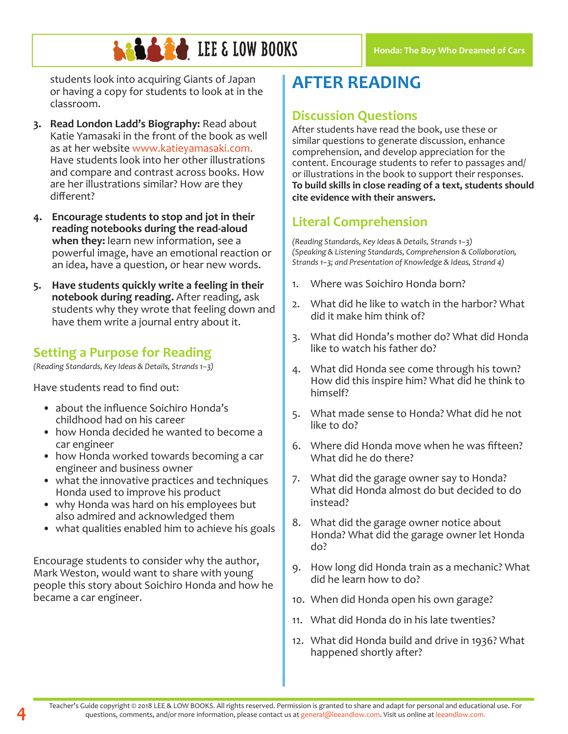students look into acquiring Giants of Japan or having a copy for students to look at in the classroom.

3. **Read London Ladd's Biography:** Read about Katie Yamasaki in the front of the book as well as at her website www.katieyamasaki.com. Have students look into her other illustrations and compare and contrast across books. How are her illustrations similar? How are they different?

4. **Encourage students to stop and jot in their reading notebooks during the read-aloud when they:** learn new information, see a powerful image, have an emotional reaction or an idea, have a question, or hear new words.

5. **Have students quickly write a feeling in their notebook during reading.** After reading, ask students why they wrote that feeling down and have them write a journal entry about it.

## Setting a Purpose for Reading

*(Reading Standards, Key Ideas & Details, Strands 1–3)*

Have students read to find out:

- about the influence Soichiro Honda's childhood had on his career
- how Honda decided he wanted to become a car engineer
- how Honda worked towards becoming a car engineer and business owner
- what the innovative practices and techniques Honda used to improve his product
- why Honda was hard on his employees but also admired and acknowledged them
- what qualities enabled him to achieve his goals

Encourage students to consider why the author, Mark Weston, would want to share with young people this story about Soichiro Honda and how he became a car engineer.

# AFTER READING

## Discussion Questions

After students have read the book, use these or similar questions to generate discussion, enhance comprehension, and develop appreciation for the content. Encourage students to refer to passages and/or illustrations in the book to support their responses. **To build skills in close reading of a text, students should cite evidence with their answers.**

## Literal Comprehension

*(Reading Standards, Key Ideas & Details, Strands 1–3)*
*(Speaking & Listening Standards, Comprehension & Collaboration, Strands 1–3; and Presentation of Knowledge & Ideas, Strand 4)*

1. Where was Soichiro Honda born?
2. What did he like to watch in the harbor? What did it make him think of?
3. What did Honda's mother do? What did Honda like to watch his father do?
4. What did Honda see come through his town? How did this inspire him? What did he think to himself?
5. What made sense to Honda? What did he not like to do?
6. Where did Honda move when he was fifteen? What did he do there?
7. What did the garage owner say to Honda? What did Honda almost do but decided to do instead?
8. What did the garage owner notice about Honda? What did the garage owner let Honda do?
9. How long did Honda train as a mechanic? What did he learn how to do?
10. When did Honda open his own garage?
11. What did Honda do in his late twenties?
12. What did Honda build and drive in 1936? What happened shortly after?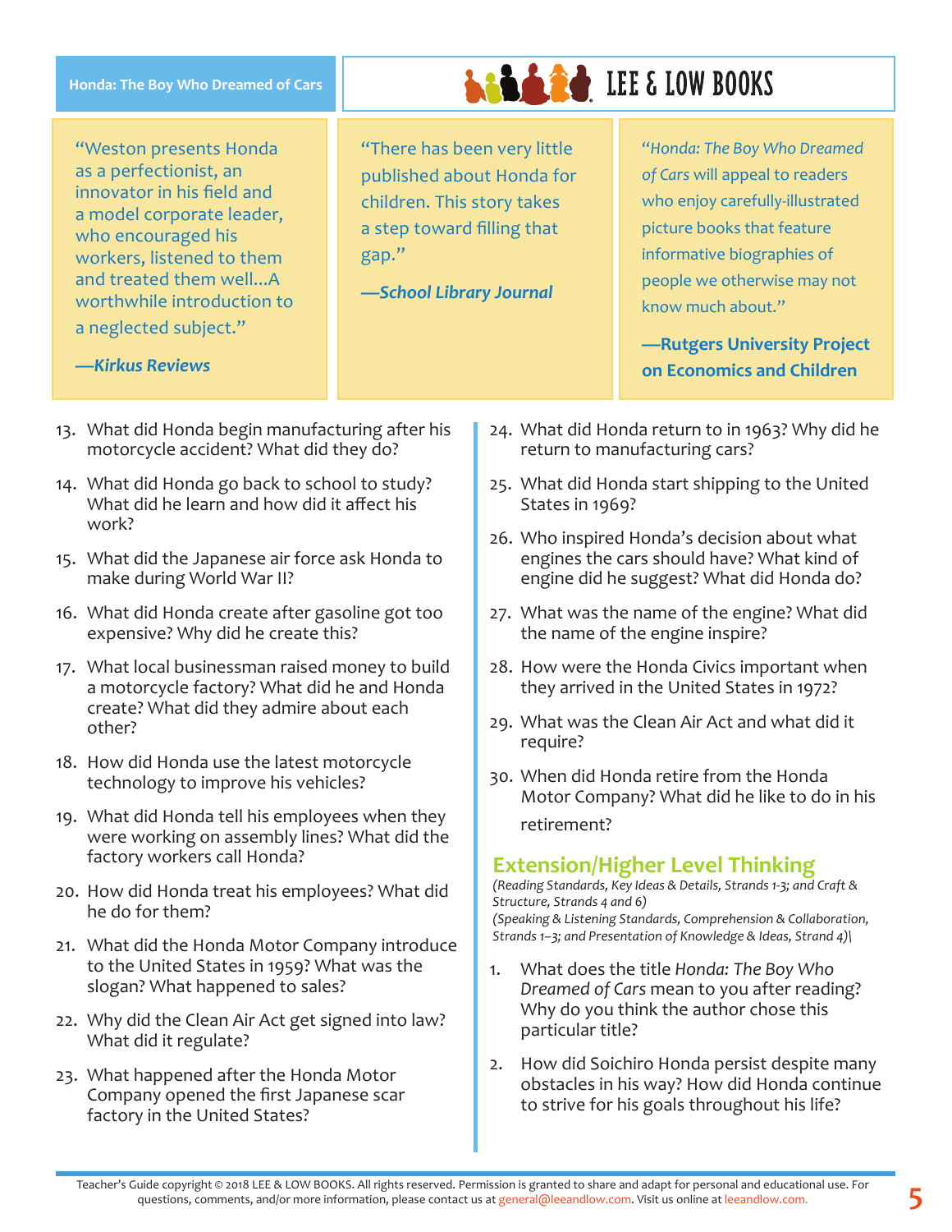> "Weston presents Honda as a perfectionist, an innovator in his field and a model corporate leader, who encouraged his workers, listened to them and treated them well…A worthwhile introduction to a neglected subject."
>
> **—*Kirkus Reviews***

> "There has been very little published about Honda for children. This story takes a step toward filling that gap."
>
> **—*School Library Journal***

> "*Honda: The Boy Who Dreamed of Cars* will appeal to readers who enjoy carefully-illustrated picture books that feature informative biographies of people we otherwise may not know much about."
>
> **—Rutgers University Project on Economics and Children**

13. What did Honda begin manufacturing after his motorcycle accident? What did they do?
14. What did Honda go back to school to study? What did he learn and how did it affect his work?
15. What did the Japanese air force ask Honda to make during World War II?
16. What did Honda create after gasoline got too expensive? Why did he create this?
17. What local businessman raised money to build a motorcycle factory? What did he and Honda create? What did they admire about each other?
18. How did Honda use the latest motorcycle technology to improve his vehicles?
19. What did Honda tell his employees when they were working on assembly lines? What did the factory workers call Honda?
20. How did Honda treat his employees? What did he do for them?
21. What did the Honda Motor Company introduce to the United States in 1959? What was the slogan? What happened to sales?
22. Why did the Clean Air Act get signed into law? What did it regulate?
23. What happened after the Honda Motor Company opened the first Japanese scar factory in the United States?
24. What did Honda return to in 1963? Why did he return to manufacturing cars?
25. What did Honda start shipping to the United States in 1969?
26. Who inspired Honda's decision about what engines the cars should have? What kind of engine did he suggest? What did Honda do?
27. What was the name of the engine? What did the name of the engine inspire?
28. How were the Honda Civics important when they arrived in the United States in 1972?
29. What was the Clean Air Act and what did it require?
30. When did Honda retire from the Honda Motor Company? What did he like to do in his retirement?

## Extension/Higher Level Thinking

*(Reading Standards, Key Ideas & Details, Strands 1-3; and Craft & Structure, Strands 4 and 6)*
*(Speaking & Listening Standards, Comprehension & Collaboration, Strands 1–3; and Presentation of Knowledge & Ideas, Strand 4)\*

1. What does the title *Honda: The Boy Who Dreamed of Cars* mean to you after reading? Why do you think the author chose this particular title?
2. How did Soichiro Honda persist despite many obstacles in his way? How did Honda continue to strive for his goals throughout his life?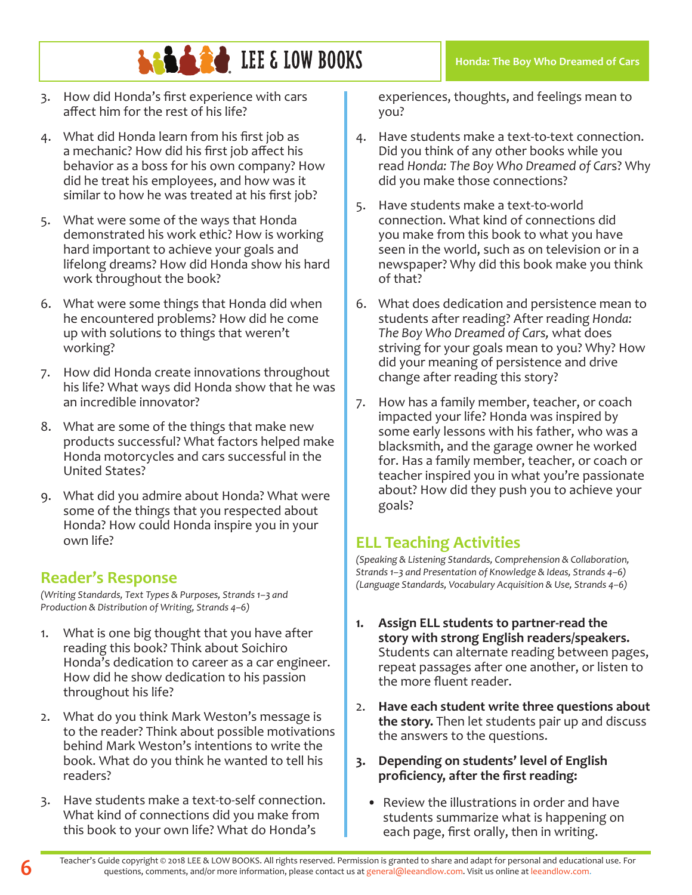3. How did Honda's first experience with cars affect him for the rest of his life?

4. What did Honda learn from his first job as a mechanic? How did his first job affect his behavior as a boss for his own company? How did he treat his employees, and how was it similar to how he was treated at his first job?

5. What were some of the ways that Honda demonstrated his work ethic? How is working hard important to achieve your goals and lifelong dreams? How did Honda show his hard work throughout the book?

6. What were some things that Honda did when he encountered problems? How did he come up with solutions to things that weren't working?

7. How did Honda create innovations throughout his life? What ways did Honda show that he was an incredible innovator?

8. What are some of the things that make new products successful? What factors helped make Honda motorcycles and cars successful in the United States?

9. What did you admire about Honda? What were some of the things that you respected about Honda? How could Honda inspire you in your own life?

## Reader's Response

*(Writing Standards, Text Types & Purposes, Strands 1–3 and Production & Distribution of Writing, Strands 4–6)*

1. What is one big thought that you have after reading this book? Think about Soichiro Honda's dedication to career as a car engineer. How did he show dedication to his passion throughout his life?

2. What do you think Mark Weston's message is to the reader? Think about possible motivations behind Mark Weston's intentions to write the book. What do you think he wanted to tell his readers?

3. Have students make a text-to-self connection. What kind of connections did you make from this book to your own life? What do Honda's experiences, thoughts, and feelings mean to you?

4. Have students make a text-to-text connection. Did you think of any other books while you read *Honda: The Boy Who Dreamed of Cars*? Why did you make those connections?

5. Have students make a text-to-world connection. What kind of connections did you make from this book to what you have seen in the world, such as on television or in a newspaper? Why did this book make you think of that?

6. What does dedication and persistence mean to students after reading? After reading *Honda: The Boy Who Dreamed of Cars,* what does striving for your goals mean to you? Why? How did your meaning of persistence and drive change after reading this story?

7. How has a family member, teacher, or coach impacted your life? Honda was inspired by some early lessons with his father, who was a blacksmith, and the garage owner he worked for. Has a family member, teacher, or coach or teacher inspired you in what you're passionate about? How did they push you to achieve your goals?

## ELL Teaching Activities

*(Speaking & Listening Standards, Comprehension & Collaboration, Strands 1–3 and Presentation of Knowledge & Ideas, Strands 4–6)*
*(Language Standards, Vocabulary Acquisition & Use, Strands 4–6)*

1. **Assign ELL students to partner-read the story with strong English readers/speakers.** Students can alternate reading between pages, repeat passages after one another, or listen to the more fluent reader.

2. **Have each student write three questions about the story.** Then let students pair up and discuss the answers to the questions.

3. **Depending on students' level of English proficiency, after the first reading:**
   - Review the illustrations in order and have students summarize what is happening on each page, first orally, then in writing.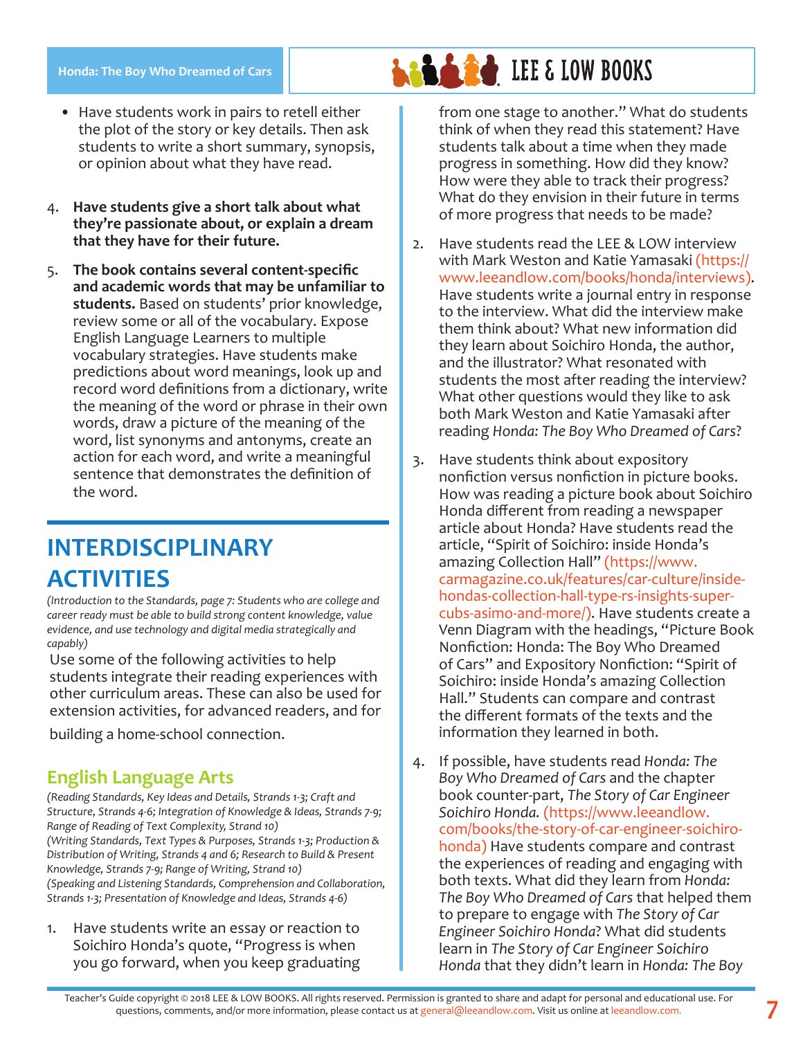- Have students work in pairs to retell either the plot of the story or key details. Then ask students to write a short summary, synopsis, or opinion about what they have read.

4. **Have students give a short talk about what they're passionate about, or explain a dream that they have for their future.**

5. **The book contains several content-specific and academic words that may be unfamiliar to students.** Based on students' prior knowledge, review some or all of the vocabulary. Expose English Language Learners to multiple vocabulary strategies. Have students make predictions about word meanings, look up and record word definitions from a dictionary, write the meaning of the word or phrase in their own words, draw a picture of the meaning of the word, list synonyms and antonyms, create an action for each word, and write a meaningful sentence that demonstrates the definition of the word.

## INTERDISCIPLINARY ACTIVITIES

*(Introduction to the Standards, page 7: Students who are college and career ready must be able to build strong content knowledge, value evidence, and use technology and digital media strategically and capably)*

Use some of the following activities to help students integrate their reading experiences with other curriculum areas. These can also be used for extension activities, for advanced readers, and for building a home-school connection.

### English Language Arts

*(Reading Standards, Key Ideas and Details, Strands 1-3; Craft and Structure, Strands 4-6; Integration of Knowledge & Ideas, Strands 7-9; Range of Reading of Text Complexity, Strand 10)*
*(Writing Standards, Text Types & Purposes, Strands 1-3; Production & Distribution of Writing, Strands 4 and 6; Research to Build & Present Knowledge, Strands 7-9; Range of Writing, Strand 10)*
*(Speaking and Listening Standards, Comprehension and Collaboration, Strands 1-3; Presentation of Knowledge and Ideas, Strands 4-6)*

1. Have students write an essay or reaction to Soichiro Honda's quote, "Progress is when you go forward, when you keep graduating from one stage to another." What do students think of when they read this statement? Have students talk about a time when they made progress in something. How did they know? How were they able to track their progress? What do they envision in their future in terms of more progress that needs to be made?

2. Have students read the LEE & LOW interview with Mark Weston and Katie Yamasaki (https://www.leeandlow.com/books/honda/interviews). Have students write a journal entry in response to the interview. What did the interview make them think about? What new information did they learn about Soichiro Honda, the author, and the illustrator? What resonated with students the most after reading the interview? What other questions would they like to ask both Mark Weston and Katie Yamasaki after reading *Honda: The Boy Who Dreamed of Cars*?

3. Have students think about expository nonfiction versus nonfiction in picture books. How was reading a picture book about Soichiro Honda different from reading a newspaper article about Honda? Have students read the article, "Spirit of Soichiro: inside Honda's amazing Collection Hall" (https://www.carmagazine.co.uk/features/car-culture/inside-hondas-collection-hall-type-rs-insights-super-cubs-asimo-and-more/). Have students create a Venn Diagram with the headings, "Picture Book Nonfiction: Honda: The Boy Who Dreamed of Cars" and Expository Nonfiction: "Spirit of Soichiro: inside Honda's amazing Collection Hall." Students can compare and contrast the different formats of the texts and the information they learned in both.

4. If possible, have students read *Honda: The Boy Who Dreamed of Cars* and the chapter book counter-part, *The Story of Car Engineer Soichiro Honda.* (https://www.leeandlow.com/books/the-story-of-car-engineer-soichiro-honda) Have students compare and contrast the experiences of reading and engaging with both texts. What did they learn from *Honda: The Boy Who Dreamed of Cars* that helped them to prepare to engage with *The Story of Car Engineer Soichiro Honda*? What did students learn in *The Story of Car Engineer Soichiro Honda* that they didn't learn in *Honda: The Boy*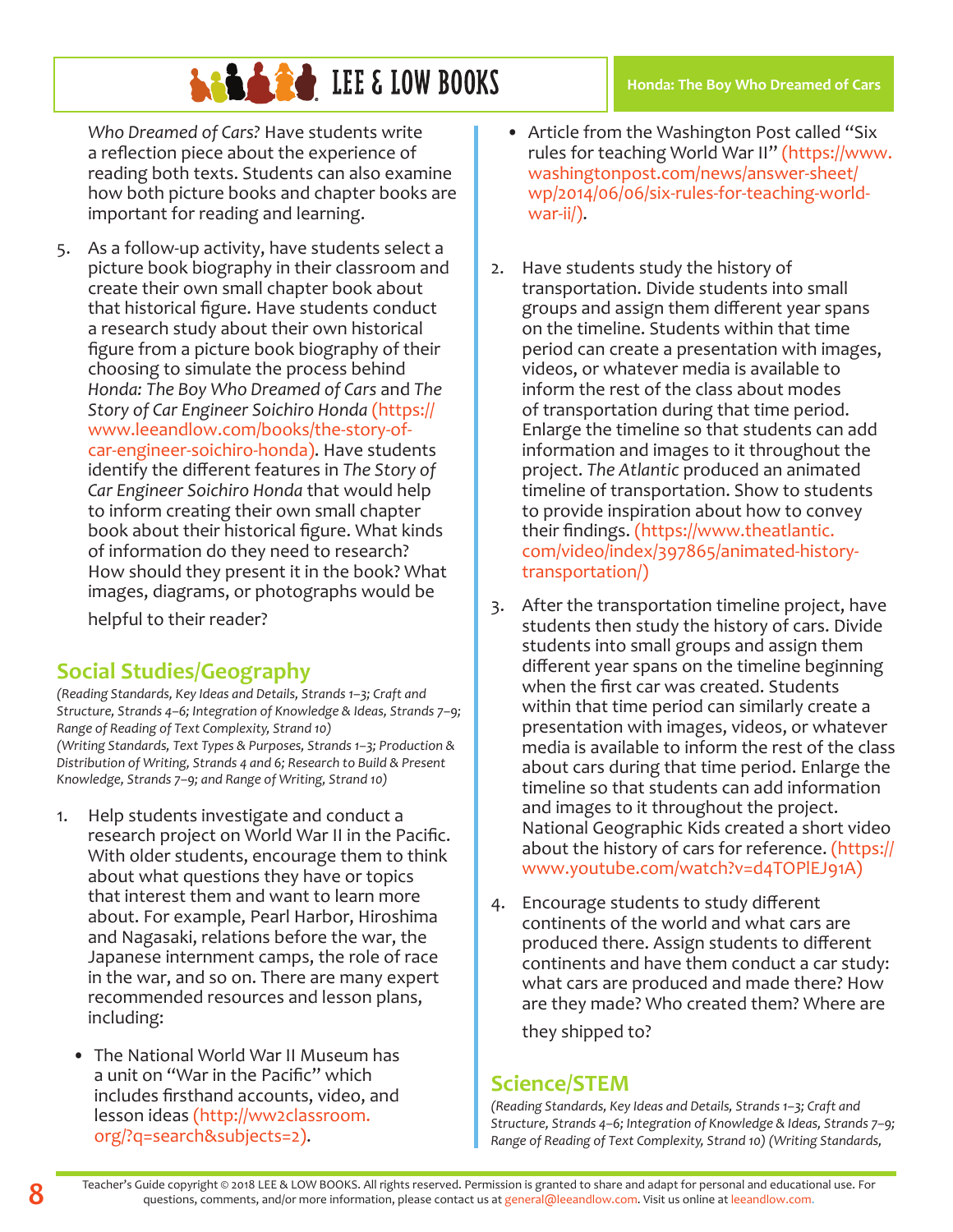*Who Dreamed of Cars?* Have students write a reflection piece about the experience of reading both texts. Students can also examine how both picture books and chapter books are important for reading and learning.

5. As a follow-up activity, have students select a picture book biography in their classroom and create their own small chapter book about that historical figure. Have students conduct a research study about their own historical figure from a picture book biography of their choosing to simulate the process behind *Honda: The Boy Who Dreamed of Cars* and *The Story of Car Engineer Soichiro Honda* (https://www.leeandlow.com/books/the-story-of-car-engineer-soichiro-honda). Have students identify the different features in *The Story of Car Engineer Soichiro Honda* that would help to inform creating their own small chapter book about their historical figure. What kinds of information do they need to research? How should they present it in the book? What images, diagrams, or photographs would be helpful to their reader?

## Social Studies/Geography

*(Reading Standards, Key Ideas and Details, Strands 1–3; Craft and Structure, Strands 4–6; Integration of Knowledge & Ideas, Strands 7–9; Range of Reading of Text Complexity, Strand 10)*
*(Writing Standards, Text Types & Purposes, Strands 1–3; Production & Distribution of Writing, Strands 4 and 6; Research to Build & Present Knowledge, Strands 7–9; and Range of Writing, Strand 10)*

1. Help students investigate and conduct a research project on World War II in the Pacific. With older students, encourage them to think about what questions they have or topics that interest them and want to learn more about. For example, Pearl Harbor, Hiroshima and Nagasaki, relations before the war, the Japanese internment camps, the role of race in the war, and so on. There are many expert recommended resources and lesson plans, including:
   - The National World War II Museum has a unit on "War in the Pacific" which includes firsthand accounts, video, and lesson ideas (http://ww2classroom.org/?q=search&subjects=2).
   - Article from the Washington Post called "Six rules for teaching World War II" (https://www.washingtonpost.com/news/answer-sheet/wp/2014/06/06/six-rules-for-teaching-world-war-ii/).

2. Have students study the history of transportation. Divide students into small groups and assign them different year spans on the timeline. Students within that time period can create a presentation with images, videos, or whatever media is available to inform the rest of the class about modes of transportation during that time period. Enlarge the timeline so that students can add information and images to it throughout the project. *The Atlantic* produced an animated timeline of transportation. Show to students to provide inspiration about how to convey their findings. (https://www.theatlantic.com/video/index/397865/animated-history-transportation/)

3. After the transportation timeline project, have students then study the history of cars. Divide students into small groups and assign them different year spans on the timeline beginning when the first car was created. Students within that time period can similarly create a presentation with images, videos, or whatever media is available to inform the rest of the class about cars during that time period. Enlarge the timeline so that students can add information and images to it throughout the project. National Geographic Kids created a short video about the history of cars for reference. (https://www.youtube.com/watch?v=d4TOPlEJ91A)

4. Encourage students to study different continents of the world and what cars are produced there. Assign students to different continents and have them conduct a car study: what cars are produced and made there? How are they made? Who created them? Where are they shipped to?

## Science/STEM

*(Reading Standards, Key Ideas and Details, Strands 1–3; Craft and Structure, Strands 4–6; Integration of Knowledge & Ideas, Strands 7–9; Range of Reading of Text Complexity, Strand 10) (Writing Standards,*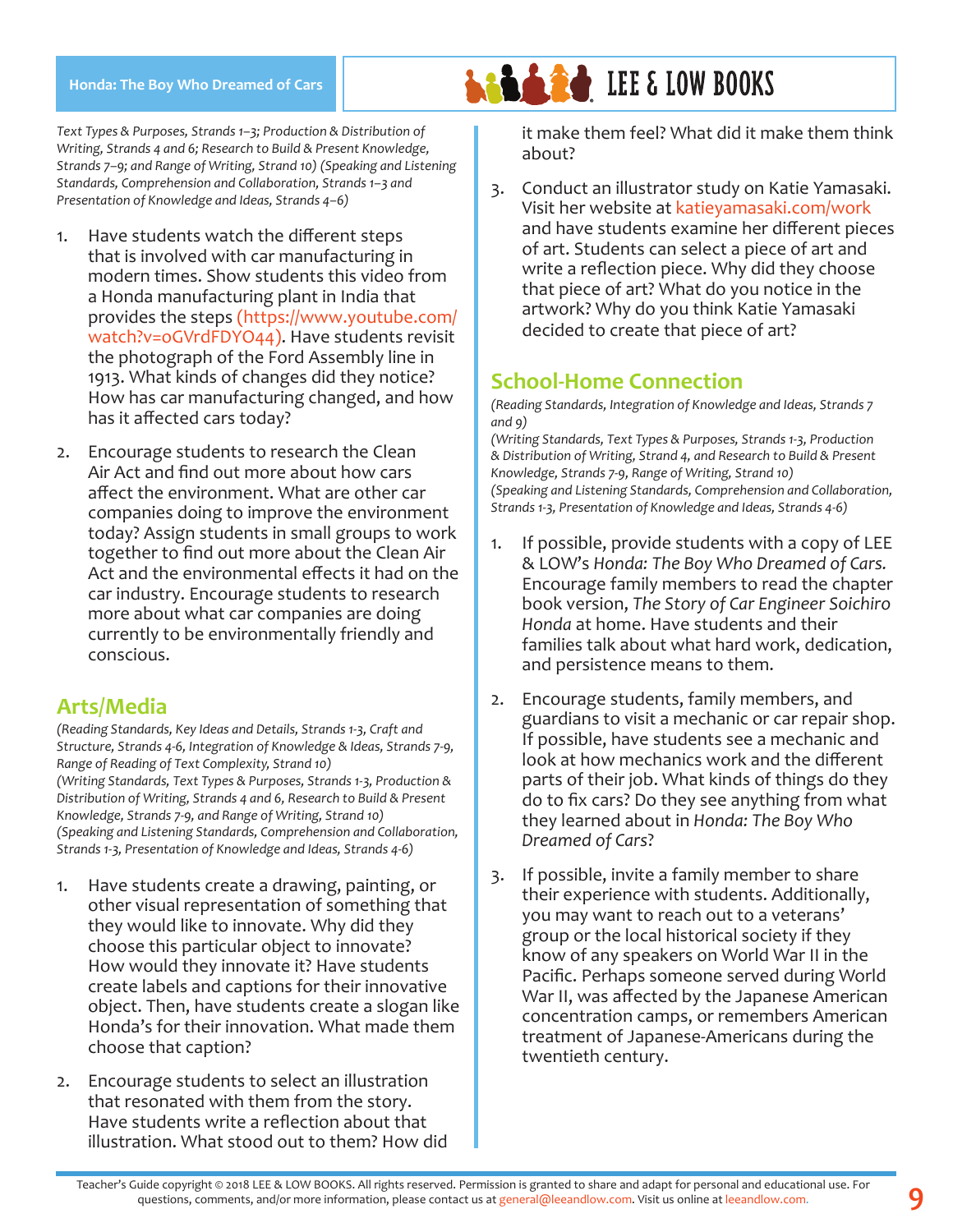*Text Types & Purposes, Strands 1–3; Production & Distribution of Writing, Strands 4 and 6; Research to Build & Present Knowledge, Strands 7–9; and Range of Writing, Strand 10) (Speaking and Listening Standards, Comprehension and Collaboration, Strands 1–3 and Presentation of Knowledge and Ideas, Strands 4–6)*

1. Have students watch the different steps that is involved with car manufacturing in modern times. Show students this video from a Honda manufacturing plant in India that provides the steps (https://www.youtube.com/watch?v=oGVrdFDYO44). Have students revisit the photograph of the Ford Assembly line in 1913. What kinds of changes did they notice? How has car manufacturing changed, and how has it affected cars today?

2. Encourage students to research the Clean Air Act and find out more about how cars affect the environment. What are other car companies doing to improve the environment today? Assign students in small groups to work together to find out more about the Clean Air Act and the environmental effects it had on the car industry. Encourage students to research more about what car companies are doing currently to be environmentally friendly and conscious.

## Arts/Media

*(Reading Standards, Key Ideas and Details, Strands 1-3, Craft and Structure, Strands 4-6, Integration of Knowledge & Ideas, Strands 7-9, Range of Reading of Text Complexity, Strand 10)*
*(Writing Standards, Text Types & Purposes, Strands 1-3, Production & Distribution of Writing, Strands 4 and 6, Research to Build & Present Knowledge, Strands 7-9, and Range of Writing, Strand 10)*
*(Speaking and Listening Standards, Comprehension and Collaboration, Strands 1-3, Presentation of Knowledge and Ideas, Strands 4-6)*

1. Have students create a drawing, painting, or other visual representation of something that they would like to innovate. Why did they choose this particular object to innovate? How would they innovate it? Have students create labels and captions for their innovative object. Then, have students create a slogan like Honda's for their innovation. What made them choose that caption?

2. Encourage students to select an illustration that resonated with them from the story. Have students write a reflection about that illustration. What stood out to them? How did it make them feel? What did it make them think about?

3. Conduct an illustrator study on Katie Yamasaki. Visit her website at katieyamasaki.com/work and have students examine her different pieces of art. Students can select a piece of art and write a reflection piece. Why did they choose that piece of art? What do you notice in the artwork? Why do you think Katie Yamasaki decided to create that piece of art?

## School-Home Connection

*(Reading Standards, Integration of Knowledge and Ideas, Strands 7 and 9)*
*(Writing Standards, Text Types & Purposes, Strands 1-3, Production & Distribution of Writing, Strand 4, and Research to Build & Present Knowledge, Strands 7-9, Range of Writing, Strand 10)*
*(Speaking and Listening Standards, Comprehension and Collaboration, Strands 1-3, Presentation of Knowledge and Ideas, Strands 4-6)*

1. If possible, provide students with a copy of LEE & LOW's *Honda: The Boy Who Dreamed of Cars.* Encourage family members to read the chapter book version, *The Story of Car Engineer Soichiro Honda* at home. Have students and their families talk about what hard work, dedication, and persistence means to them.

2. Encourage students, family members, and guardians to visit a mechanic or car repair shop. If possible, have students see a mechanic and look at how mechanics work and the different parts of their job. What kinds of things do they do to fix cars? Do they see anything from what they learned about in *Honda: The Boy Who Dreamed of Cars*?

3. If possible, invite a family member to share their experience with students. Additionally, you may want to reach out to a veterans' group or the local historical society if they know of any speakers on World War II in the Pacific. Perhaps someone served during World War II, was affected by the Japanese American concentration camps, or remembers American treatment of Japanese-Americans during the twentieth century.

Teacher's Guide copyright © 2018 LEE & LOW BOOKS. All rights reserved. Permission is granted to share and adapt for personal and educational use. For questions, comments, and/or more information, please contact us at general@leeandlow.com. Visit us online at leeandlow.com.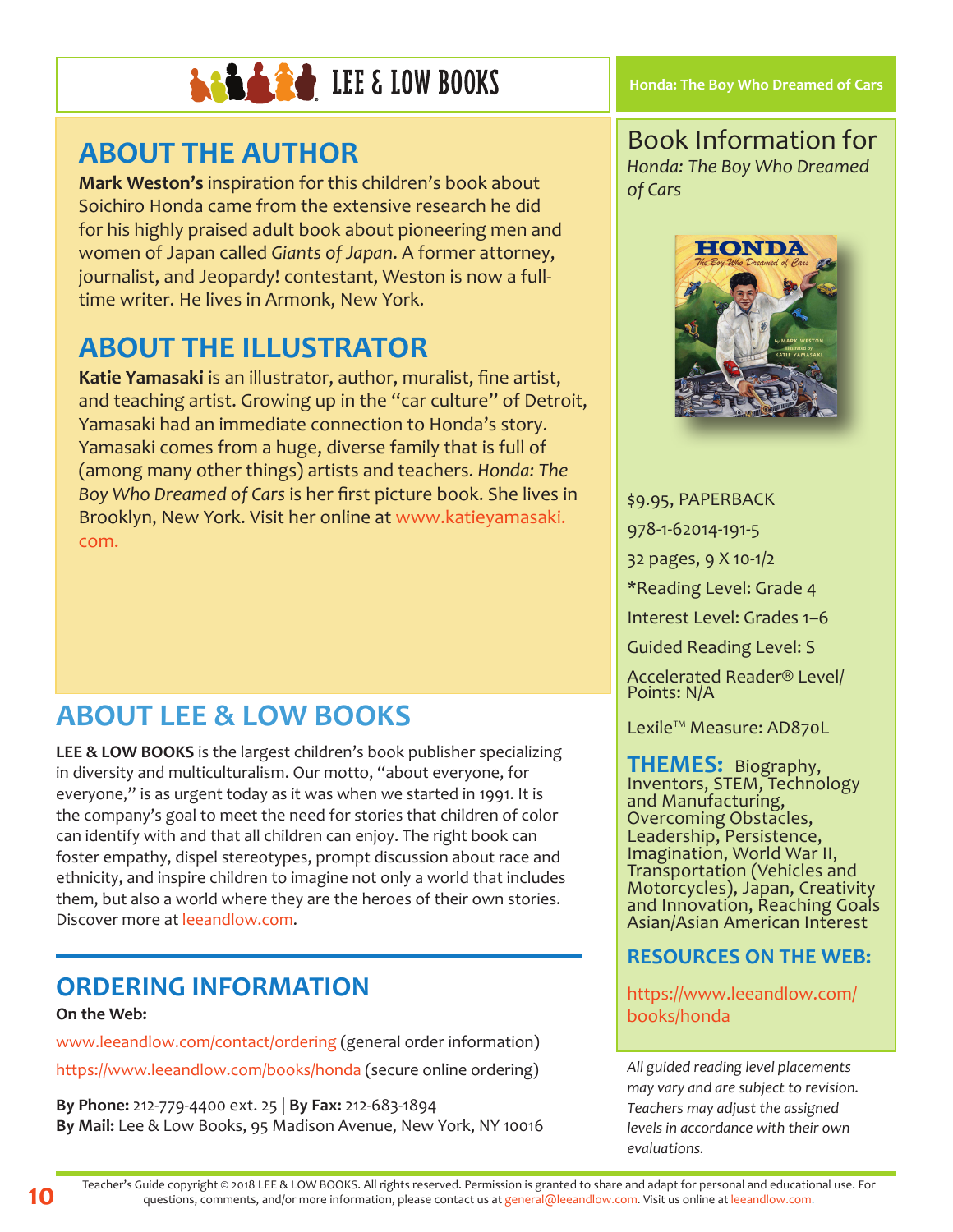LEE & LOW BOOKS

Honda: The Boy Who Dreamed of Cars

## ABOUT THE AUTHOR

**Mark Weston's** inspiration for this children's book about Soichiro Honda came from the extensive research he did for his highly praised adult book about pioneering men and women of Japan called *Giants of Japan*. A former attorney, journalist, and Jeopardy! contestant, Weston is now a full-time writer. He lives in Armonk, New York.

## ABOUT THE ILLUSTRATOR

**Katie Yamasaki** is an illustrator, author, muralist, fine artist, and teaching artist. Growing up in the "car culture" of Detroit, Yamasaki had an immediate connection to Honda's story. Yamasaki comes from a huge, diverse family that is full of (among many other things) artists and teachers. *Honda: The Boy Who Dreamed of Cars* is her first picture book. She lives in Brooklyn, New York. Visit her online at www.katieyamasaki.com.

## ABOUT LEE & LOW BOOKS

**LEE & LOW BOOKS** is the largest children's book publisher specializing in diversity and multiculturalism. Our motto, "about everyone, for everyone," is as urgent today as it was when we started in 1991. It is the company's goal to meet the need for stories that children of color can identify with and that all children can enjoy. The right book can foster empathy, dispel stereotypes, prompt discussion about race and ethnicity, and inspire children to imagine not only a world that includes them, but also a world where they are the heroes of their own stories. Discover more at leeandlow.com.

## ORDERING INFORMATION

**On the Web:**

www.leeandlow.com/contact/ordering (general order information)

https://www.leeandlow.com/books/honda (secure online ordering)

**By Phone:** 212-779-4400 ext. 25 | **By Fax:** 212-683-1894

**By Mail:** Lee & Low Books, 95 Madison Avenue, New York, NY 10016

## Book Information for *Honda: The Boy Who Dreamed of Cars*

$9.95, PAPERBACK

978-1-62014-191-5

32 pages, 9 X 10-1/2

*Reading Level: Grade 4

Interest Level: Grades 1–6

Guided Reading Level: S

Accelerated Reader® Level/Points: N/A

Lexile™ Measure: AD870L

**THEMES:** Biography, Inventors, STEM, Technology and Manufacturing, Overcoming Obstacles, Leadership, Persistence, Imagination, World War II, Transportation (Vehicles and Motorcycles), Japan, Creativity and Innovation, Reaching Goals Asian/Asian American Interest

### RESOURCES ON THE WEB:

https://www.leeandlow.com/books/honda

*All guided reading level placements may vary and are subject to revision. Teachers may adjust the assigned levels in accordance with their own evaluations.*

Teacher's Guide copyright © 2018 LEE & LOW BOOKS. All rights reserved. Permission is granted to share and adapt for personal and educational use. For questions, comments, and/or more information, please contact us at general@leeandlow.com. Visit us online at leeandlow.com.